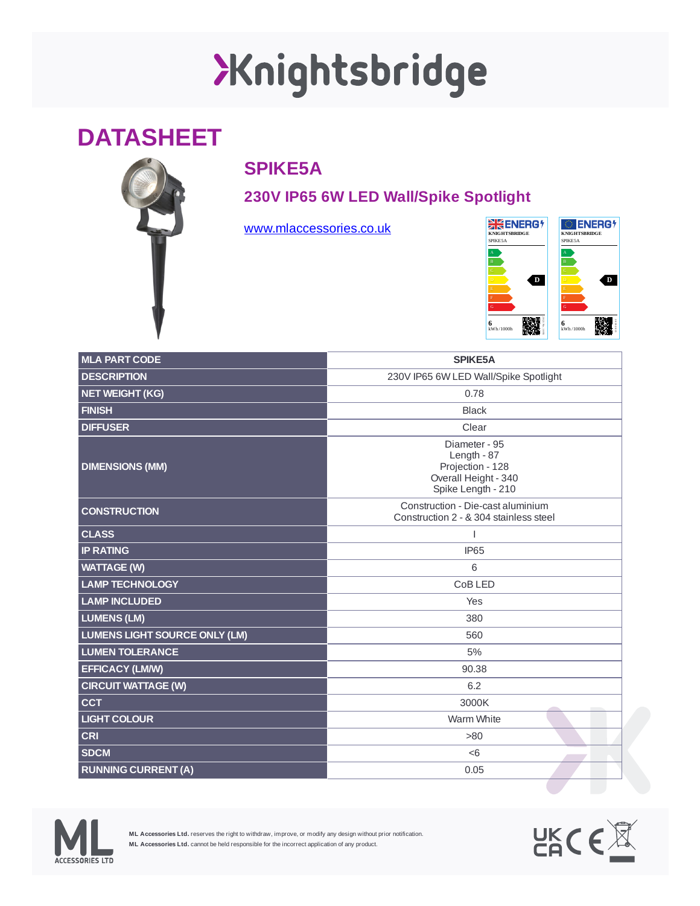# Knightsbridge

## DATASHEET

### SPIKE5A

### 230V IP65 6W LED Wall/Spike Spotlight

www.mlaccessories.co.uk

| | |
|---|---|
| MLA PART CODE | **SPIKE5A** |
| DESCRIPTION | 230V IP65 6W LED Wall/Spike Spotlight |
| NET WEIGHT (KG) | 0.78 |
| FINISH | Black |
| DIFFUSER | Clear |
| DIMENSIONS (MM) | Diameter - 95<br>Length - 87<br>Projection - 128<br>Overall Height - 340<br>Spike Length - 210 |
| CONSTRUCTION | Construction - Die-cast aluminium<br>Construction 2 - & 304 stainless steel |
| CLASS | I |
| IP RATING | IP65 |
| WATTAGE (W) | 6 |
| LAMP TECHNOLOGY | CoB LED |
| LAMP INCLUDED | Yes |
| LUMENS (LM) | 380 |
| LUMENS LIGHT SOURCE ONLY (LM) | 560 |
| LUMEN TOLERANCE | 5% |
| EFFICACY (LM/W) | 90.38 |
| CIRCUIT WATTAGE (W) | 6.2 |
| CCT | 3000K |
| LIGHT COLOUR | Warm White |
| CRI | >80 |
| SDCM | <6 |
| RUNNING CURRENT (A) | 0.05 |

**ML Accessories Ltd.** reserves the right to withdraw, improve, or modify any design without prior notification.
**ML Accessories Ltd.** cannot be held responsible for the incorrect application of any product.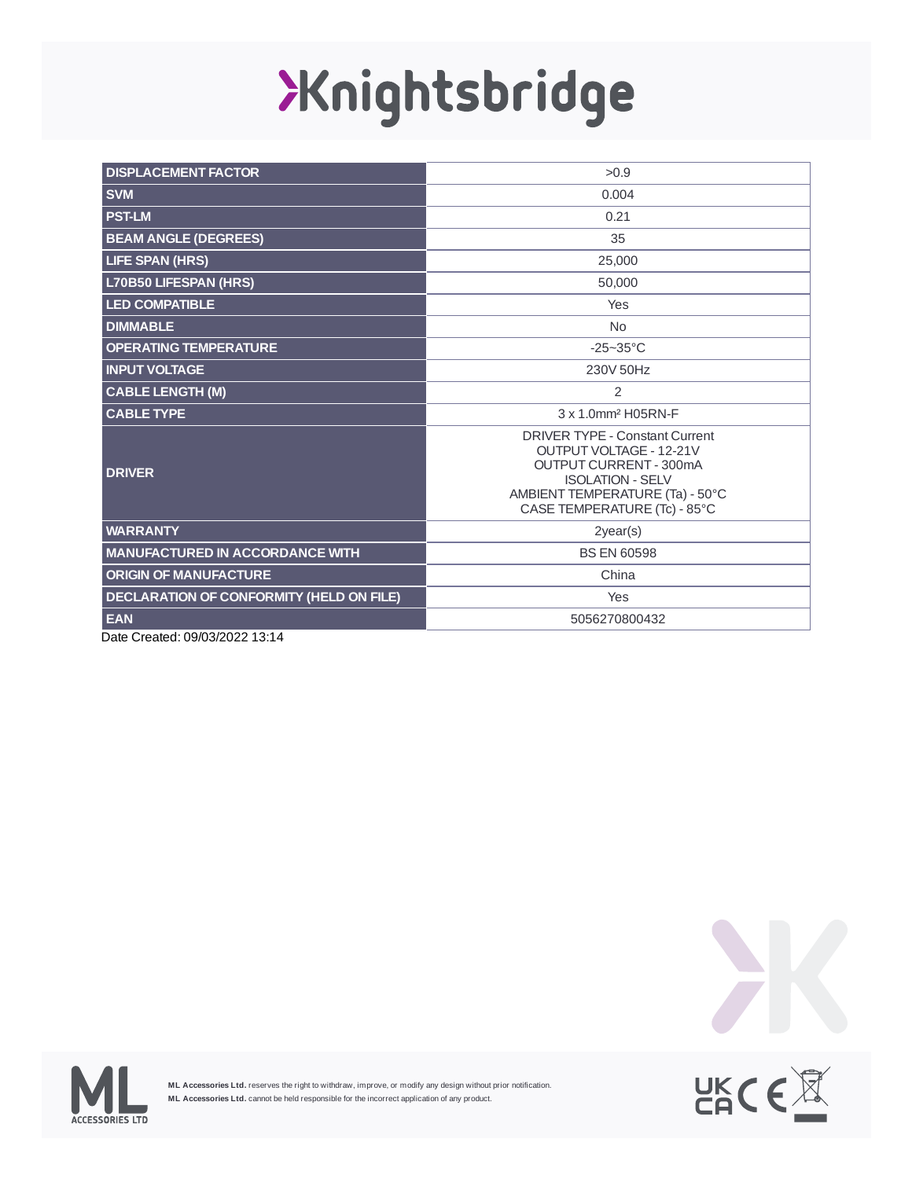# Knightsbridge

| | |
|---|---|
| **DISPLACEMENT FACTOR** | >0.9 |
| **SVM** | 0.004 |
| **PST-LM** | 0.21 |
| **BEAM ANGLE (DEGREES)** | 35 |
| **LIFE SPAN (HRS)** | 25,000 |
| **L70B50 LIFESPAN (HRS)** | 50,000 |
| **LED COMPATIBLE** | Yes |
| **DIMMABLE** | No |
| **OPERATING TEMPERATURE** | -25~35°C |
| **INPUT VOLTAGE** | 230V 50Hz |
| **CABLE LENGTH (M)** | 2 |
| **CABLE TYPE** | 3 x 1.0mm² H05RN-F |
| **DRIVER** | DRIVER TYPE - Constant Current<br>OUTPUT VOLTAGE - 12-21V<br>OUTPUT CURRENT - 300mA<br>ISOLATION - SELV<br>AMBIENT TEMPERATURE (Ta) - 50°C<br>CASE TEMPERATURE (Tc) - 85°C |
| **WARRANTY** | 2year(s) |
| **MANUFACTURED IN ACCORDANCE WITH** | BS EN 60598 |
| **ORIGIN OF MANUFACTURE** | China |
| **DECLARATION OF CONFORMITY (HELD ON FILE)** | Yes |
| **EAN** | 5056270800432 |

Date Created: 09/03/2022 13:14

ML ACCESSORIES LTD

**ML Accessories Ltd.** reserves the right to withdraw, improve, or modify any design without prior notification.
**ML Accessories Ltd.** cannot be held responsible for the incorrect application of any product.

UK CA CE